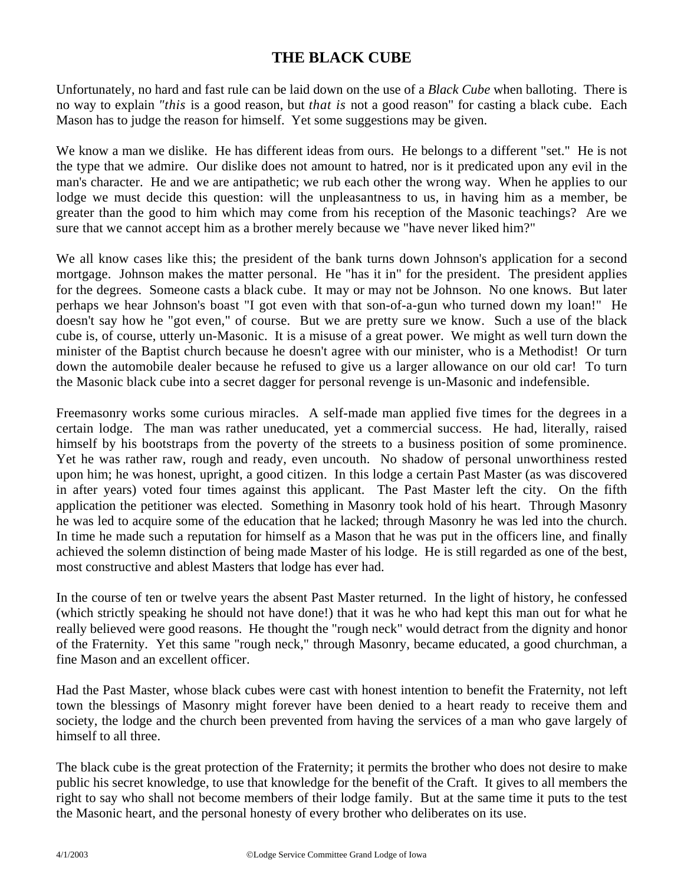# THE BLACK CUBE

Unfortunately, no hard and fast rule can be laid down on the use of a *Black Cube* when balloting. There is no way to explain *"this* is a good reason, but *that is* not a good reason" for casting a black cube. Each Mason has to judge the reason for himself. Yet some suggestions may be given.

We know a man we dislike. He has different ideas from ours. He belongs to a different "set." He is not the type that we admire. Our dislike does not amount to hatred, nor is it predicated upon any evil in the man's character. He and we are antipathetic; we rub each other the wrong way. When he applies to our lodge we must decide this question: will the unpleasantness to us, in having him as a member, be greater than the good to him which may come from his reception of the Masonic teachings? Are we sure that we cannot accept him as a brother merely because we "have never liked him?"

We all know cases like this; the president of the bank turns down Johnson's application for a second mortgage. Johnson makes the matter personal. He "has it in" for the president. The president applies for the degrees. Someone casts a black cube. It may or may not be Johnson. No one knows. But later perhaps we hear Johnson's boast "I got even with that son-of-a-gun who turned down my loan!" He doesn't say how he "got even," of course. But we are pretty sure we know. Such a use of the black cube is, of course, utterly un-Masonic. It is a misuse of a great power. We might as well turn down the minister of the Baptist church because he doesn't agree with our minister, who is a Methodist! Or turn down the automobile dealer because he refused to give us a larger allowance on our old car! To turn the Masonic black cube into a secret dagger for personal revenge is un-Masonic and indefensible.

Freemasonry works some curious miracles. A self-made man applied five times for the degrees in a certain lodge. The man was rather uneducated, yet a commercial success. He had, literally, raised himself by his bootstraps from the poverty of the streets to a business position of some prominence. Yet he was rather raw, rough and ready, even uncouth. No shadow of personal unworthiness rested upon him; he was honest, upright, a good citizen. In this lodge a certain Past Master (as was discovered in after years) voted four times against this applicant. The Past Master left the city. On the fifth application the petitioner was elected. Something in Masonry took hold of his heart. Through Masonry he was led to acquire some of the education that he lacked; through Masonry he was led into the church. In time he made such a reputation for himself as a Mason that he was put in the officers line, and finally achieved the solemn distinction of being made Master of his lodge. He is still regarded as one of the best, most constructive and ablest Masters that lodge has ever had.

In the course of ten or twelve years the absent Past Master returned. In the light of history, he confessed (which strictly speaking he should not have done!) that it was he who had kept this man out for what he really believed were good reasons. He thought the "rough neck" would detract from the dignity and honor of the Fraternity. Yet this same "rough neck," through Masonry, became educated, a good churchman, a fine Mason and an excellent officer.

Had the Past Master, whose black cubes were cast with honest intention to benefit the Fraternity, not left town the blessings of Masonry might forever have been denied to a heart ready to receive them and society, the lodge and the church been prevented from having the services of a man who gave largely of himself to all three.

The black cube is the great protection of the Fraternity; it permits the brother who does not desire to make public his secret knowledge, to use that knowledge for the benefit of the Craft. It gives to all members the right to say who shall not become members of their lodge family. But at the same time it puts to the test the Masonic heart, and the personal honesty of every brother who deliberates on its use.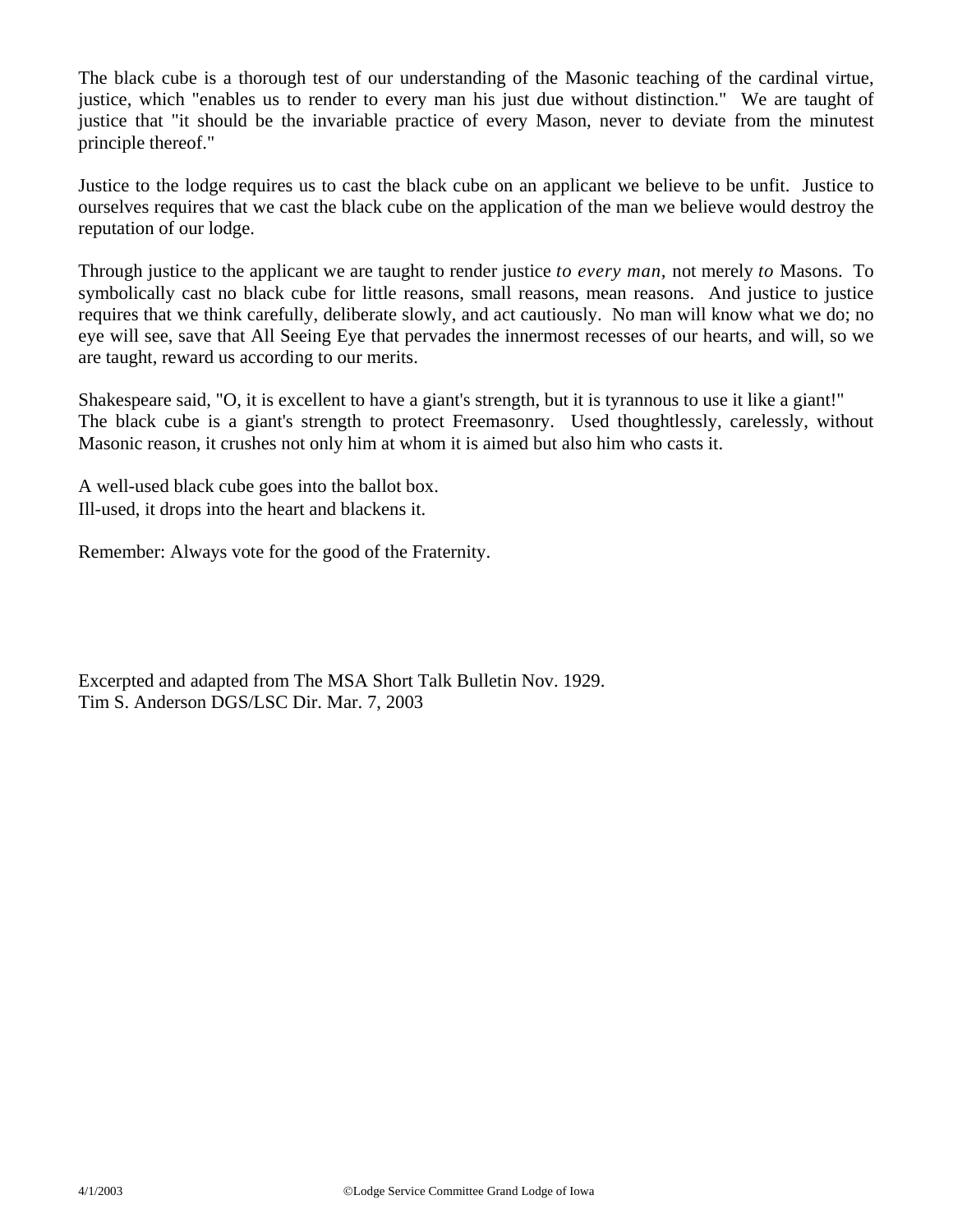The black cube is a thorough test of our understanding of the Masonic teaching of the cardinal virtue, justice, which "enables us to render to every man his just due without distinction." We are taught of justice that "it should be the invariable practice of every Mason, never to deviate from the minutest principle thereof."

Justice to the lodge requires us to cast the black cube on an applicant we believe to be unfit. Justice to ourselves requires that we cast the black cube on the application of the man we believe would destroy the reputation of our lodge.

Through justice to the applicant we are taught to render justice *to every man*, not merely *to* Masons. To symbolically cast no black cube for little reasons, small reasons, mean reasons. And justice to justice requires that we think carefully, deliberate slowly, and act cautiously. No man will know what we do; no eye will see, save that All Seeing Eye that pervades the innermost recesses of our hearts, and will, so we are taught, reward us according to our merits.

Shakespeare said, "O, it is excellent to have a giant's strength, but it is tyrannous to use it like a giant!"
The black cube is a giant's strength to protect Freemasonry. Used thoughtlessly, carelessly, without Masonic reason, it crushes not only him at whom it is aimed but also him who casts it.

A well-used black cube goes into the ballot box.
Ill-used, it drops into the heart and blackens it.

Remember: Always vote for the good of the Fraternity.

Excerpted and adapted from The MSA Short Talk Bulletin Nov. 1929.
Tim S. Anderson DGS/LSC Dir. Mar. 7, 2003